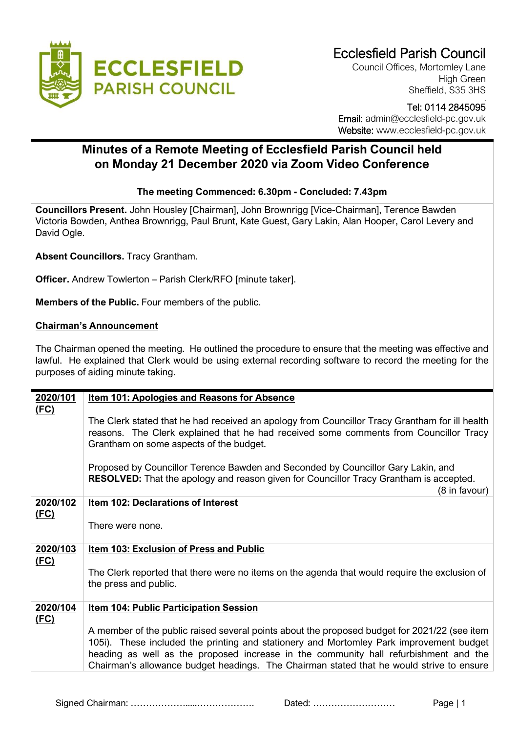# Ecclesfield Parish Council

Council Offices, Mortomley Lane
High Green
Sheffield, S35 3HS

Tel: 0114 2845095
Email: admin@ecclesfield-pc.gov.uk
Website: www.ecclesfield-pc.gov.uk

## Minutes of a Remote Meeting of Ecclesfield Parish Council held on Monday 21 December 2020 via Zoom Video Conference

**The meeting Commenced: 6.30pm - Concluded: 7.43pm**

**Councillors Present.** John Housley [Chairman], John Brownrigg [Vice-Chairman], Terence Bawden Victoria Bowden, Anthea Brownrigg, Paul Brunt, Kate Guest, Gary Lakin, Alan Hooper, Carol Levery and David Ogle.

**Absent Councillors.** Tracy Grantham.

**Officer.** Andrew Towlerton – Parish Clerk/RFO [minute taker].

**Members of the Public.** Four members of the public.

**Chairman's Announcement**

The Chairman opened the meeting. He outlined the procedure to ensure that the meeting was effective and lawful. He explained that Clerk would be using external recording software to record the meeting for the purposes of aiding minute taking.

| | |
|---|---|
| **2020/101 (FC)** | **Item 101: Apologies and Reasons for Absence**<br><br>The Clerk stated that he had received an apology from Councillor Tracy Grantham for ill health reasons. The Clerk explained that he had received some comments from Councillor Tracy Grantham on some aspects of the budget.<br><br>Proposed by Councillor Terence Bawden and Seconded by Councillor Gary Lakin, and **RESOLVED:** That the apology and reason given for Councillor Tracy Grantham is accepted. (8 in favour) |
| **2020/102 (FC)** | **Item 102: Declarations of Interest**<br><br>There were none. |
| **2020/103 (FC)** | **Item 103: Exclusion of Press and Public**<br><br>The Clerk reported that there were no items on the agenda that would require the exclusion of the press and public. |
| **2020/104 (FC)** | **Item 104: Public Participation Session**<br><br>A member of the public raised several points about the proposed budget for 2021/22 (see item 105i). These included the printing and stationery and Mortomley Park improvement budget heading as well as the proposed increase in the community hall refurbishment and the Chairman's allowance budget headings. The Chairman stated that he would strive to ensure |

Signed Chairman: ………………....………………. Dated: ………………………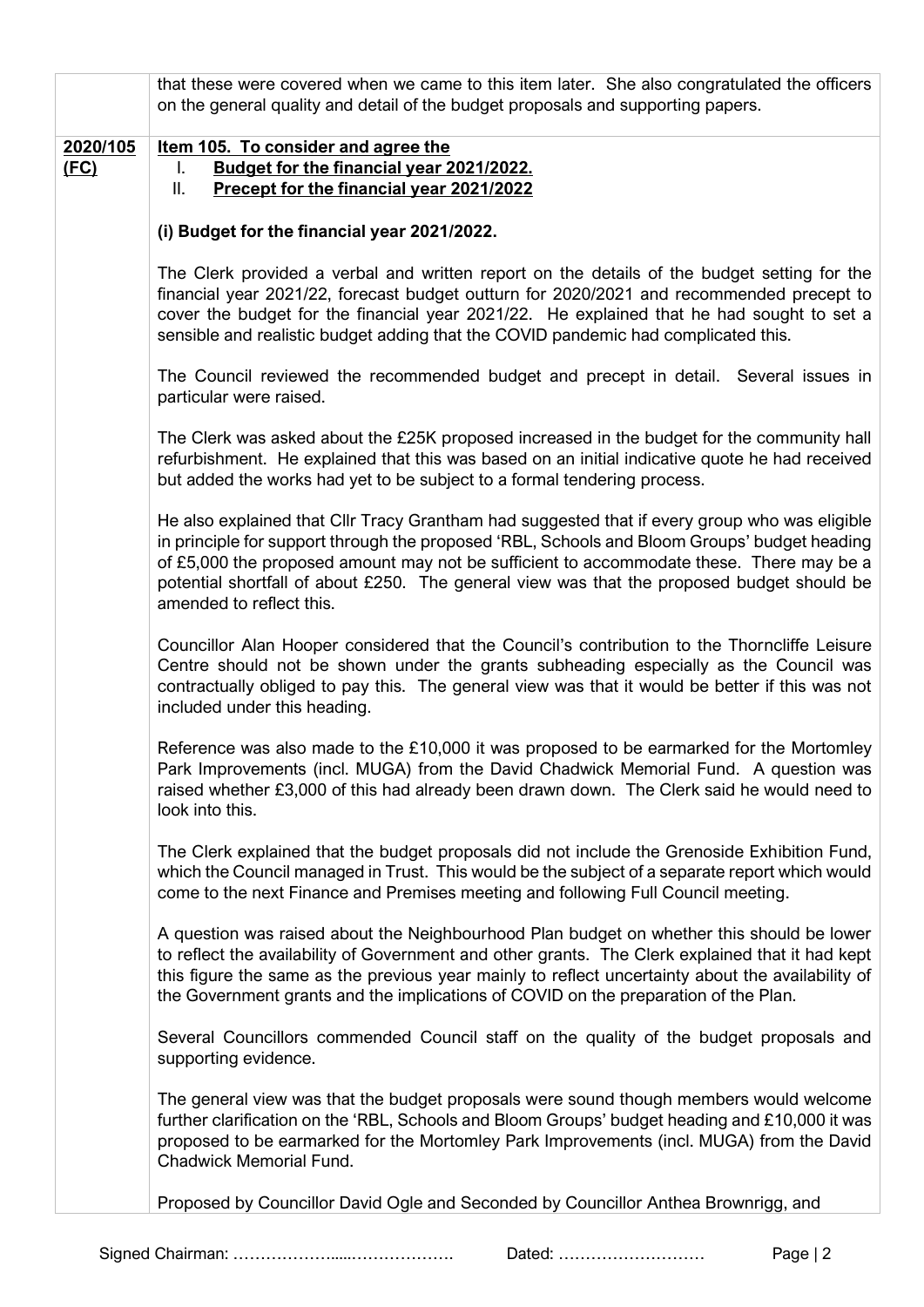|  |  |
|---|---|
|  | that these were covered when we came to this item later. She also congratulated the officers on the general quality and detail of the budget proposals and supporting papers. |
| **<u>2020/105 (FC)</u>** | **<u>Item 105. To consider and agree the</u>**<br>I. **<u>Budget for the financial year 2021/2022.</u>**<br>II. **<u>Precept for the financial year 2021/2022</u>**<br><br>**(i) Budget for the financial year 2021/2022.**<br><br>The Clerk provided a verbal and written report on the details of the budget setting for the financial year 2021/22, forecast budget outturn for 2020/2021 and recommended precept to cover the budget for the financial year 2021/22. He explained that he had sought to set a sensible and realistic budget adding that the COVID pandemic had complicated this.<br><br>The Council reviewed the recommended budget and precept in detail. Several issues in particular were raised.<br><br>The Clerk was asked about the £25K proposed increased in the budget for the community hall refurbishment. He explained that this was based on an initial indicative quote he had received but added the works had yet to be subject to a formal tendering process.<br><br>He also explained that Cllr Tracy Grantham had suggested that if every group who was eligible in principle for support through the proposed 'RBL, Schools and Bloom Groups' budget heading of £5,000 the proposed amount may not be sufficient to accommodate these. There may be a potential shortfall of about £250. The general view was that the proposed budget should be amended to reflect this.<br><br>Councillor Alan Hooper considered that the Council's contribution to the Thorncliffe Leisure Centre should not be shown under the grants subheading especially as the Council was contractually obliged to pay this. The general view was that it would be better if this was not included under this heading.<br><br>Reference was also made to the £10,000 it was proposed to be earmarked for the Mortomley Park Improvements (incl. MUGA) from the David Chadwick Memorial Fund. A question was raised whether £3,000 of this had already been drawn down. The Clerk said he would need to look into this.<br><br>The Clerk explained that the budget proposals did not include the Grenoside Exhibition Fund, which the Council managed in Trust. This would be the subject of a separate report which would come to the next Finance and Premises meeting and following Full Council meeting.<br><br>A question was raised about the Neighbourhood Plan budget on whether this should be lower to reflect the availability of Government and other grants. The Clerk explained that it had kept this figure the same as the previous year mainly to reflect uncertainty about the availability of the Government grants and the implications of COVID on the preparation of the Plan.<br><br>Several Councillors commended Council staff on the quality of the budget proposals and supporting evidence.<br><br>The general view was that the budget proposals were sound though members would welcome further clarification on the 'RBL, Schools and Bloom Groups' budget heading and £10,000 it was proposed to be earmarked for the Mortomley Park Improvements (incl. MUGA) from the David Chadwick Memorial Fund.<br><br>Proposed by Councillor David Ogle and Seconded by Councillor Anthea Brownrigg, and |

Signed Chairman: ………………......………………. Dated: ………………………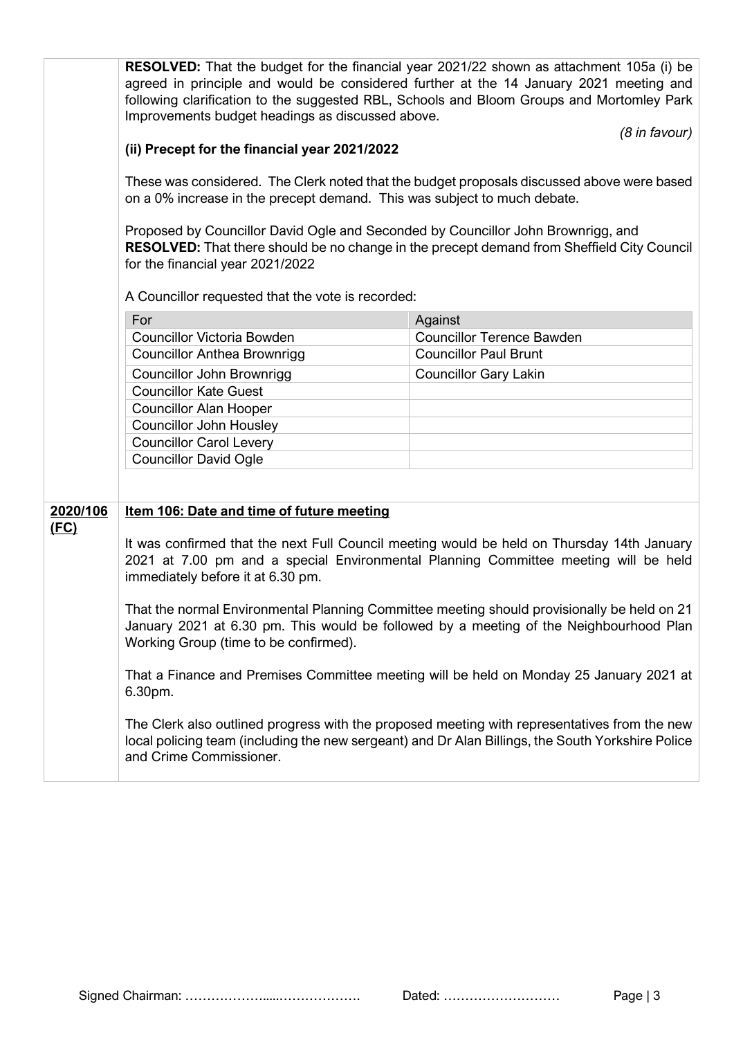**RESOLVED:** That the budget for the financial year 2021/22 shown as attachment 105a (i) be agreed in principle and would be considered further at the 14 January 2021 meeting and following clarification to the suggested RBL, Schools and Bloom Groups and Mortomley Park Improvements budget headings as discussed above.

*(8 in favour)*

**(ii) Precept for the financial year 2021/2022**

These was considered. The Clerk noted that the budget proposals discussed above were based on a 0% increase in the precept demand. This was subject to much debate.

Proposed by Councillor David Ogle and Seconded by Councillor John Brownrigg, and **RESOLVED:** That there should be no change in the precept demand from Sheffield City Council for the financial year 2021/2022

A Councillor requested that the vote is recorded:

| For | Against |
|---|---|
| Councillor Victoria Bowden | Councillor Terence Bawden |
| Councillor Anthea Brownrigg | Councillor Paul Brunt |
| Councillor John Brownrigg | Councillor Gary Lakin |
| Councillor Kate Guest | |
| Councillor Alan Hooper | |
| Councillor John Housley | |
| Councillor Carol Levery | |
| Councillor David Ogle | |

**2020/106 (FC)**

**Item 106: Date and time of future meeting**

It was confirmed that the next Full Council meeting would be held on Thursday 14th January 2021 at 7.00 pm and a special Environmental Planning Committee meeting will be held immediately before it at 6.30 pm.

That the normal Environmental Planning Committee meeting should provisionally be held on 21 January 2021 at 6.30 pm. This would be followed by a meeting of the Neighbourhood Plan Working Group (time to be confirmed).

That a Finance and Premises Committee meeting will be held on Monday 25 January 2021 at 6.30pm.

The Clerk also outlined progress with the proposed meeting with representatives from the new local policing team (including the new sergeant) and Dr Alan Billings, the South Yorkshire Police and Crime Commissioner.

Signed Chairman: ……………….....………………. Dated: ………………………